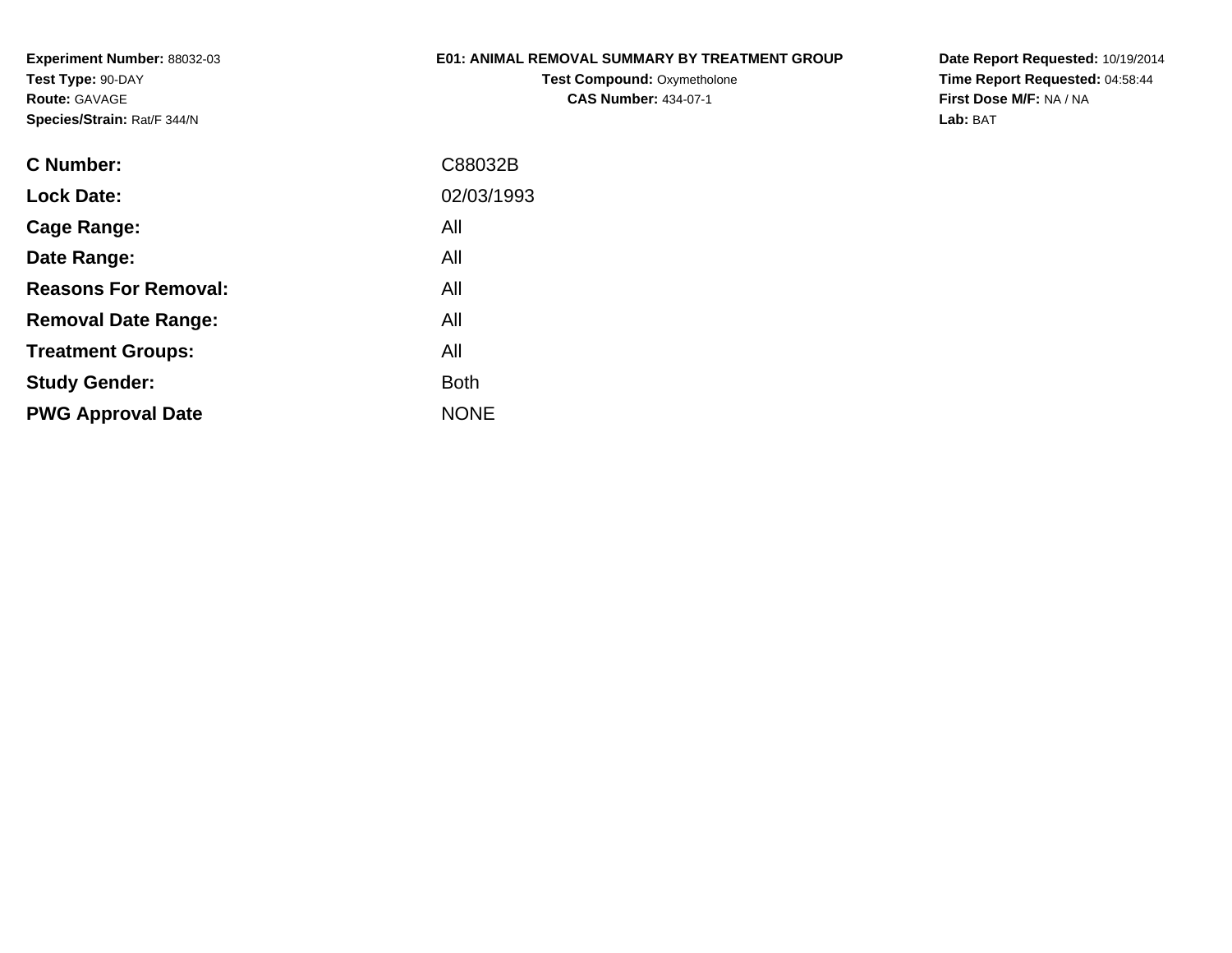**Experiment Number:** 88032-03
**Test Type:** 90-DAY
**Route:** GAVAGE
**Species/Strain:** Rat/F 344/N

**E01: ANIMAL REMOVAL SUMMARY BY TREATMENT GROUP**
**Test Compound:** Oxymetholone
**CAS Number:** 434-07-1

**Date Report Requested:** 10/19/2014
**Time Report Requested:** 04:58:44
**First Dose M/F:** NA / NA
**Lab:** BAT

| | |
|---|---|
| **C Number:** | C88032B |
| **Lock Date:** | 02/03/1993 |
| **Cage Range:** | All |
| **Date Range:** | All |
| **Reasons For Removal:** | All |
| **Removal Date Range:** | All |
| **Treatment Groups:** | All |
| **Study Gender:** | Both |
| **PWG Approval Date** | NONE |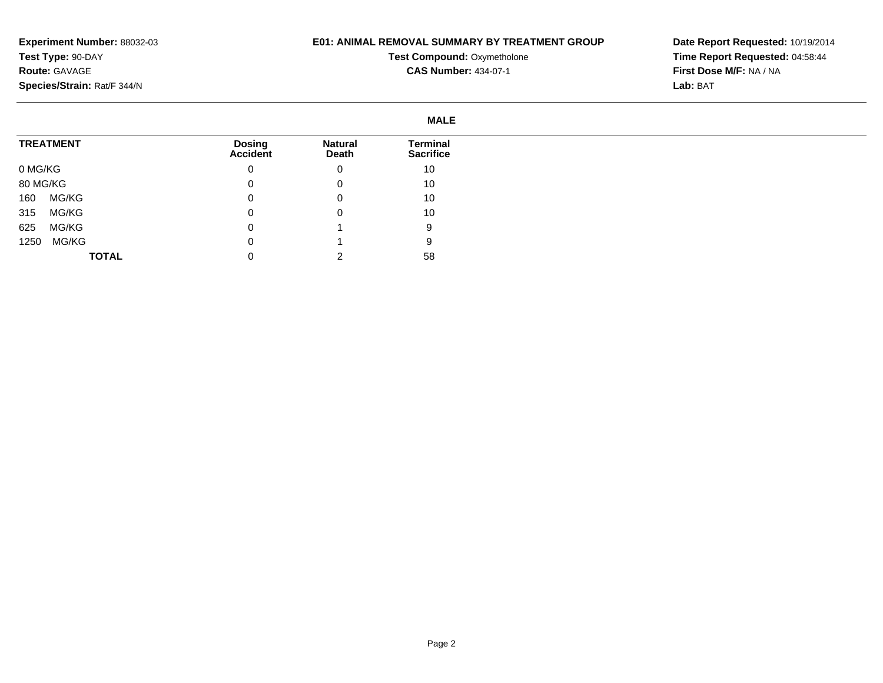**Experiment Number:** 88032-03
**Test Type:** 90-DAY
**Route:** GAVAGE
**Species/Strain:** Rat/F 344/N

**E01: ANIMAL REMOVAL SUMMARY BY TREATMENT GROUP**
**Test Compound:** Oxymetholone
**CAS Number:** 434-07-1

**Date Report Requested:** 10/19/2014
**Time Report Requested:** 04:58:44
**First Dose M/F:** NA / NA
**Lab:** BAT

**MALE**

| TREATMENT | Dosing Accident | Natural Death | Terminal Sacrifice |
|---|---|---|---|
| 0 MG/KG | 0 | 0 | 10 |
| 80 MG/KG | 0 | 0 | 10 |
| 160 MG/KG | 0 | 0 | 10 |
| 315 MG/KG | 0 | 0 | 10 |
| 625 MG/KG | 0 | 1 | 9 |
| 1250 MG/KG | 0 | 1 | 9 |
| **TOTAL** | 0 | 2 | 58 |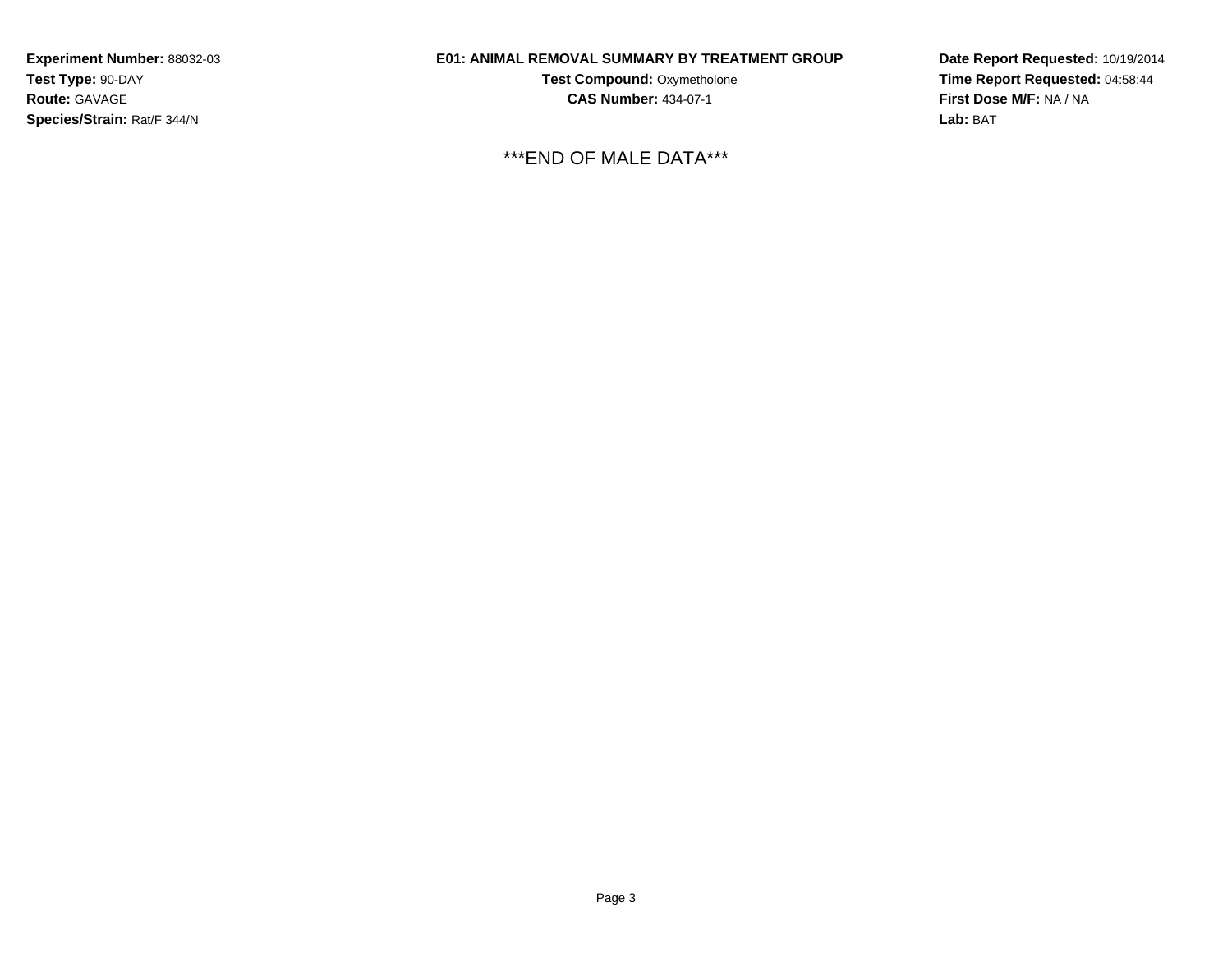**Experiment Number:** 88032-03
**Test Type:** 90-DAY
**Route:** GAVAGE
**Species/Strain:** Rat/F 344/N

**E01: ANIMAL REMOVAL SUMMARY BY TREATMENT GROUP**
**Test Compound:** Oxymetholone
**CAS Number:** 434-07-1

**Date Report Requested:** 10/19/2014
**Time Report Requested:** 04:58:44
**First Dose M/F:** NA / NA
**Lab:** BAT

***END OF MALE DATA***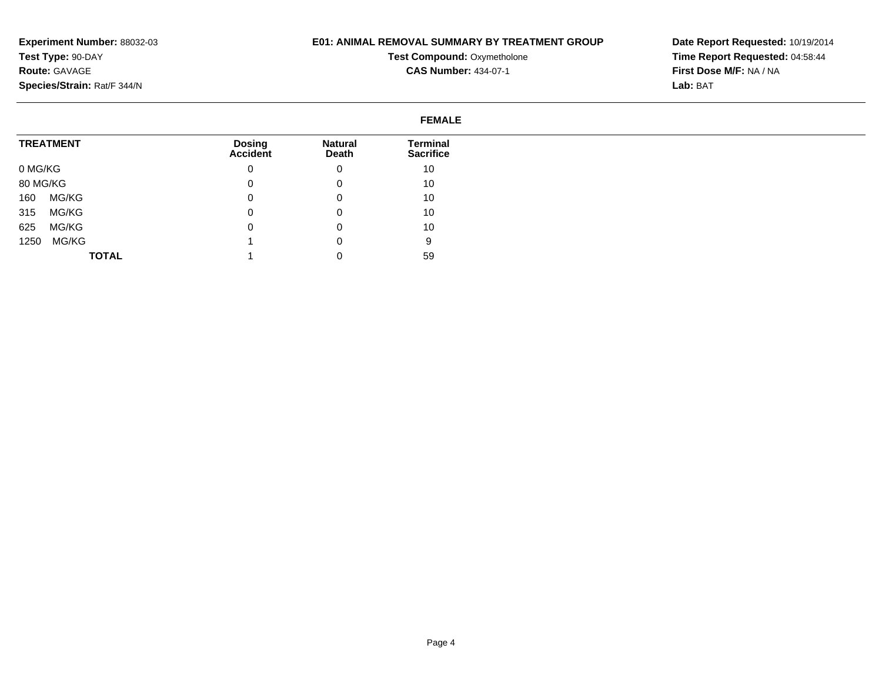**Experiment Number:** 88032-03
**Test Type:** 90-DAY
**Route:** GAVAGE
**Species/Strain:** Rat/F 344/N

**E01: ANIMAL REMOVAL SUMMARY BY TREATMENT GROUP**
**Test Compound:** Oxymetholone
**CAS Number:** 434-07-1

**Date Report Requested:** 10/19/2014
**Time Report Requested:** 04:58:44
**First Dose M/F:** NA / NA
**Lab:** BAT

**FEMALE**

| TREATMENT | Dosing Accident | Natural Death | Terminal Sacrifice |
|---|---|---|---|
| 0 MG/KG | 0 | 0 | 10 |
| 80 MG/KG | 0 | 0 | 10 |
| 160 MG/KG | 0 | 0 | 10 |
| 315 MG/KG | 0 | 0 | 10 |
| 625 MG/KG | 0 | 0 | 10 |
| 1250 MG/KG | 1 | 0 | 9 |
| **TOTAL** | 1 | 0 | 59 |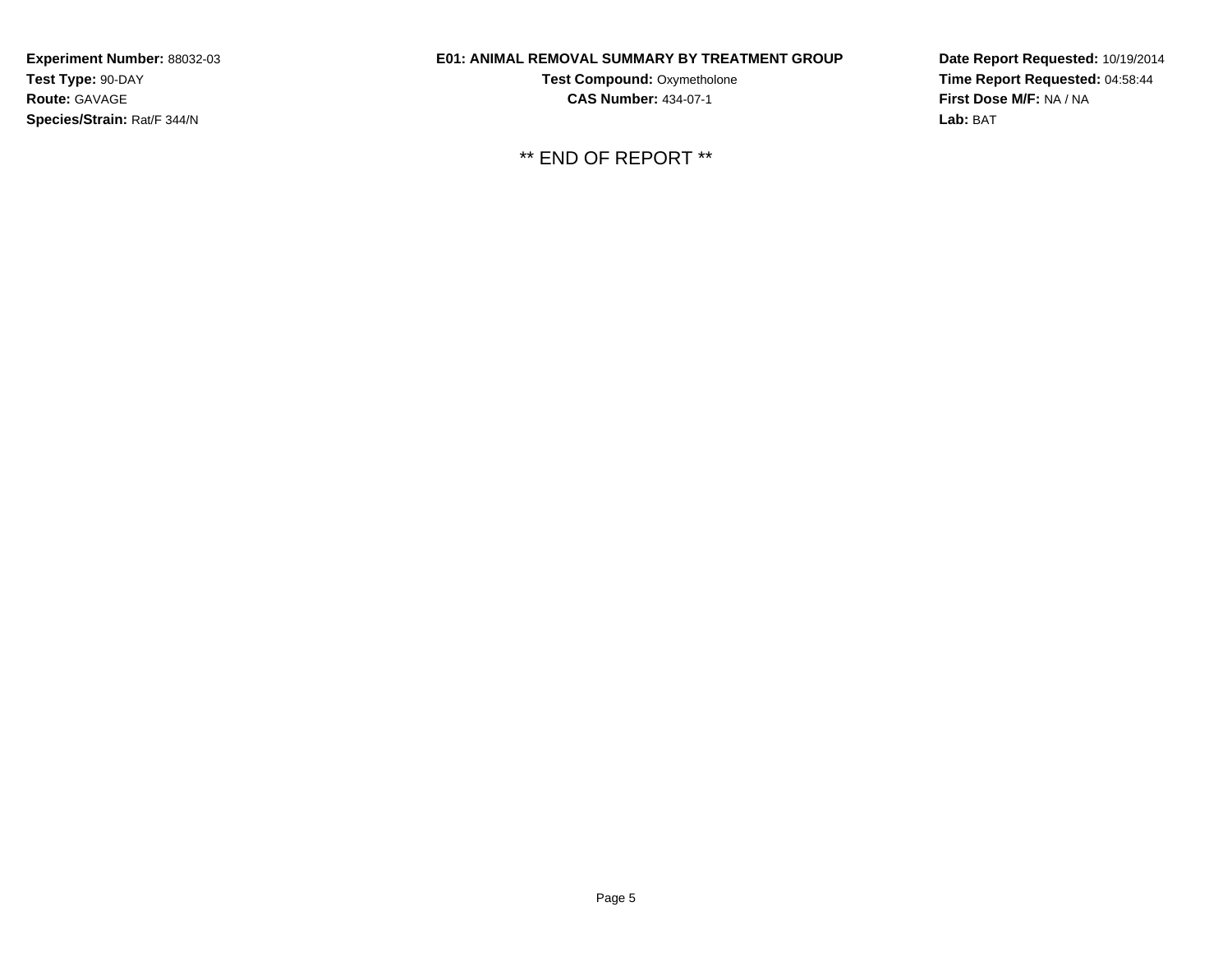**Experiment Number:** 88032-03
**Test Type:** 90-DAY
**Route:** GAVAGE
**Species/Strain:** Rat/F 344/N

**E01: ANIMAL REMOVAL SUMMARY BY TREATMENT GROUP**
**Test Compound:** Oxymetholone
**CAS Number:** 434-07-1

**Date Report Requested:** 10/19/2014
**Time Report Requested:** 04:58:44
**First Dose M/F:** NA / NA
**Lab:** BAT

** END OF REPORT **